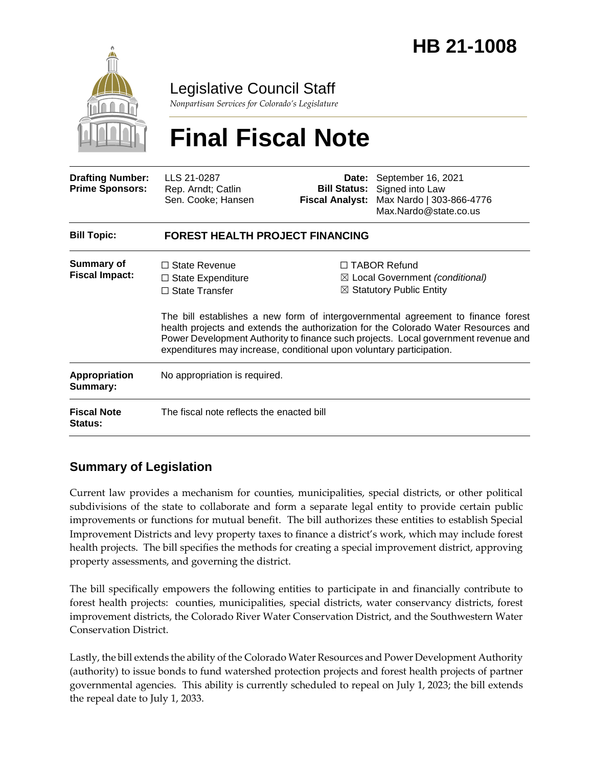# HB 21-1008

## Legislative Council Staff

*Nonpartisan Services for Colorado's Legislature*

# Final Fiscal Note

| | | | |
|---|---|---|---|
| **Drafting Number:** | LLS 21-0287 | **Date:** | September 16, 2021 |
| **Prime Sponsors:** | Rep. Arndt; Catlin<br>Sen. Cooke; Hansen | **Bill Status:** | Signed into Law |
| | | **Fiscal Analyst:** | Max Nardo \| 303-866-4776<br>Max.Nardo@state.co.us |

| | |
|---|---|
| **Bill Topic:** | **FOREST HEALTH PROJECT FINANCING** |
| **Summary of Fiscal Impact:** | ☐ State Revenue<br>☐ State Expenditure<br>☐ State Transfer<br>☐ TABOR Refund<br>☒ Local Government *(conditional)*<br>☒ Statutory Public Entity<br><br>The bill establishes a new form of intergovernmental agreement to finance forest health projects and extends the authorization for the Colorado Water Resources and Power Development Authority to finance such projects. Local government revenue and expenditures may increase, conditional upon voluntary participation. |
| **Appropriation Summary:** | No appropriation is required. |
| **Fiscal Note Status:** | The fiscal note reflects the enacted bill |

## Summary of Legislation

Current law provides a mechanism for counties, municipalities, special districts, or other political subdivisions of the state to collaborate and form a separate legal entity to provide certain public improvements or functions for mutual benefit. The bill authorizes these entities to establish Special Improvement Districts and levy property taxes to finance a district's work, which may include forest health projects. The bill specifies the methods for creating a special improvement district, approving property assessments, and governing the district.

The bill specifically empowers the following entities to participate in and financially contribute to forest health projects: counties, municipalities, special districts, water conservancy districts, forest improvement districts, the Colorado River Water Conservation District, and the Southwestern Water Conservation District.

Lastly, the bill extends the ability of the Colorado Water Resources and Power Development Authority (authority) to issue bonds to fund watershed protection projects and forest health projects of partner governmental agencies. This ability is currently scheduled to repeal on July 1, 2023; the bill extends the repeal date to July 1, 2033.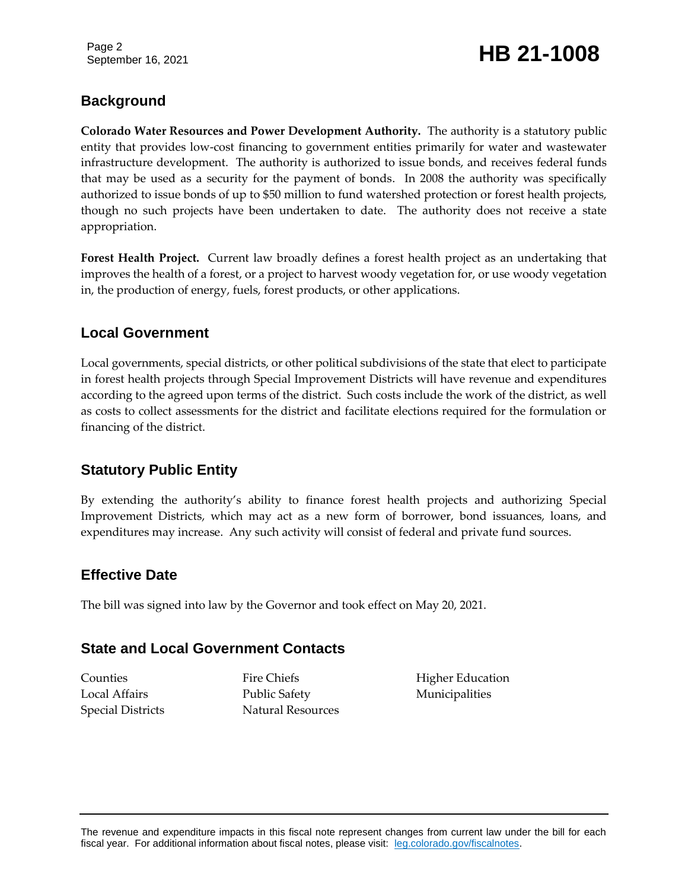## Background

**Colorado Water Resources and Power Development Authority.** The authority is a statutory public entity that provides low-cost financing to government entities primarily for water and wastewater infrastructure development. The authority is authorized to issue bonds, and receives federal funds that may be used as a security for the payment of bonds. In 2008 the authority was specifically authorized to issue bonds of up to $50 million to fund watershed protection or forest health projects, though no such projects have been undertaken to date. The authority does not receive a state appropriation.

**Forest Health Project.** Current law broadly defines a forest health project as an undertaking that improves the health of a forest, or a project to harvest woody vegetation for, or use woody vegetation in, the production of energy, fuels, forest products, or other applications.

## Local Government

Local governments, special districts, or other political subdivisions of the state that elect to participate in forest health projects through Special Improvement Districts will have revenue and expenditures according to the agreed upon terms of the district. Such costs include the work of the district, as well as costs to collect assessments for the district and facilitate elections required for the formulation or financing of the district.

## Statutory Public Entity

By extending the authority's ability to finance forest health projects and authorizing Special Improvement Districts, which may act as a new form of borrower, bond issuances, loans, and expenditures may increase. Any such activity will consist of federal and private fund sources.

## Effective Date

The bill was signed into law by the Governor and took effect on May 20, 2021.

## State and Local Government Contacts

| | | |
|---|---|---|
| Counties | Fire Chiefs | Higher Education |
| Local Affairs | Public Safety | Municipalities |
| Special Districts | Natural Resources | |

The revenue and expenditure impacts in this fiscal note represent changes from current law under the bill for each fiscal year. For additional information about fiscal notes, please visit: leg.colorado.gov/fiscalnotes.